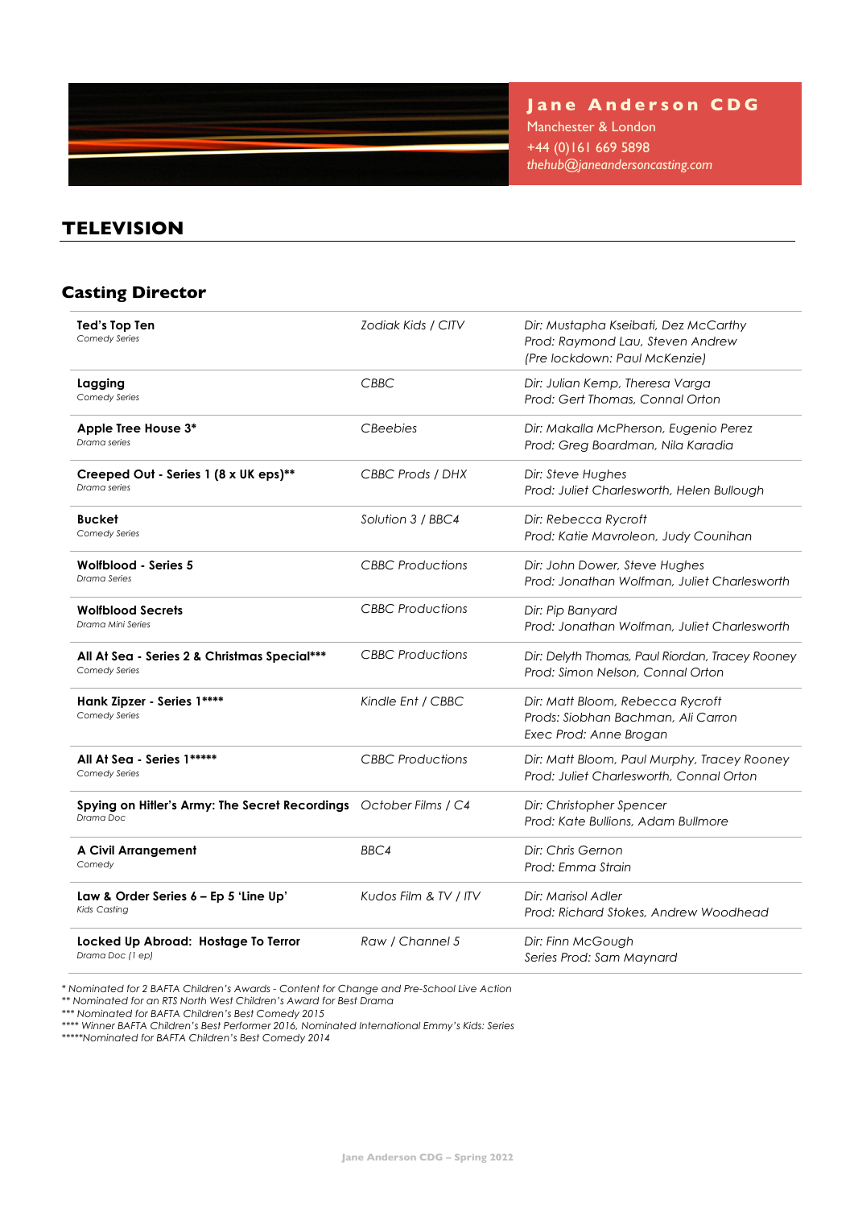**Jane Anderson CDG**
Manchester & London
+44 (0)161 669 5898
*thehub@janeandersoncasting.com*

# TELEVISION

## Casting Director

| Title | Company | Credits |
|---|---|---|
| **Ted's Top Ten**<br>*Comedy Series* | *Zodiak Kids / CITV* | *Dir: Mustapha Kseibati, Dez McCarthy*<br>*Prod: Raymond Lau, Steven Andrew*<br>*(Pre lockdown: Paul McKenzie)* |
| **Lagging**<br>*Comedy Series* | *CBBC* | *Dir: Julian Kemp, Theresa Varga*<br>*Prod: Gert Thomas, Connal Orton* |
| **Apple Tree House 3***<br>*Drama series* | *CBeebies* | *Dir: Makalla McPherson, Eugenio Perez*<br>*Prod: Greg Boardman, Nila Karadia* |
| **Creeped Out - Series 1 (8 x UK eps)****<br>*Drama series* | *CBBC Prods / DHX* | *Dir: Steve Hughes*<br>*Prod: Juliet Charlesworth, Helen Bullough* |
| **Bucket**<br>*Comedy Series* | *Solution 3 / BBC4* | *Dir: Rebecca Rycroft*<br>*Prod: Katie Mavroleon, Judy Counihan* |
| **Wolfblood - Series 5**<br>*Drama Series* | *CBBC Productions* | *Dir: John Dower, Steve Hughes*<br>*Prod: Jonathan Wolfman, Juliet Charlesworth* |
| **Wolfblood Secrets**<br>*Drama Mini Series* | *CBBC Productions* | *Dir: Pip Banyard*<br>*Prod: Jonathan Wolfman, Juliet Charlesworth* |
| **All At Sea - Series 2 & Christmas Special*****<br>*Comedy Series* | *CBBC Productions* | *Dir: Delyth Thomas, Paul Riordan, Tracey Rooney*<br>*Prod: Simon Nelson, Connal Orton* |
| **Hank Zipzer - Series 1******<br>*Comedy Series* | *Kindle Ent / CBBC* | *Dir: Matt Bloom, Rebecca Rycroft*<br>*Prods: Siobhan Bachman, Ali Carron*<br>*Exec Prod: Anne Brogan* |
| **All At Sea - Series 1*******<br>*Comedy Series* | *CBBC Productions* | *Dir: Matt Bloom, Paul Murphy, Tracey Rooney*<br>*Prod: Juliet Charlesworth, Connal Orton* |
| **Spying on Hitler's Army: The Secret Recordings**<br>*Drama Doc* | *October Films / C4* | *Dir: Christopher Spencer*<br>*Prod: Kate Bullions, Adam Bullmore* |
| **A Civil Arrangement**<br>*Comedy* | *BBC4* | *Dir: Chris Gernon*<br>*Prod: Emma Strain* |
| **Law & Order Series 6 – Ep 5 'Line Up'**<br>*Kids Casting* | *Kudos Film & TV / ITV* | *Dir: Marisol Adler*<br>*Prod: Richard Stokes, Andrew Woodhead* |
| **Locked Up Abroad: Hostage To Terror**<br>*Drama Doc (1 ep)* | *Raw / Channel 5* | *Dir: Finn McGough*<br>*Series Prod: Sam Maynard* |

*\* Nominated for 2 BAFTA Children's Awards - Content for Change and Pre-School Live Action*
*\*\* Nominated for an RTS North West Children's Award for Best Drama*
*\*\*\* Nominated for BAFTA Children's Best Comedy 2015*
*\*\*\*\* Winner BAFTA Children's Best Performer 2016, Nominated International Emmy's Kids: Series*
*\*\*\*\*\*Nominated for BAFTA Children's Best Comedy 2014*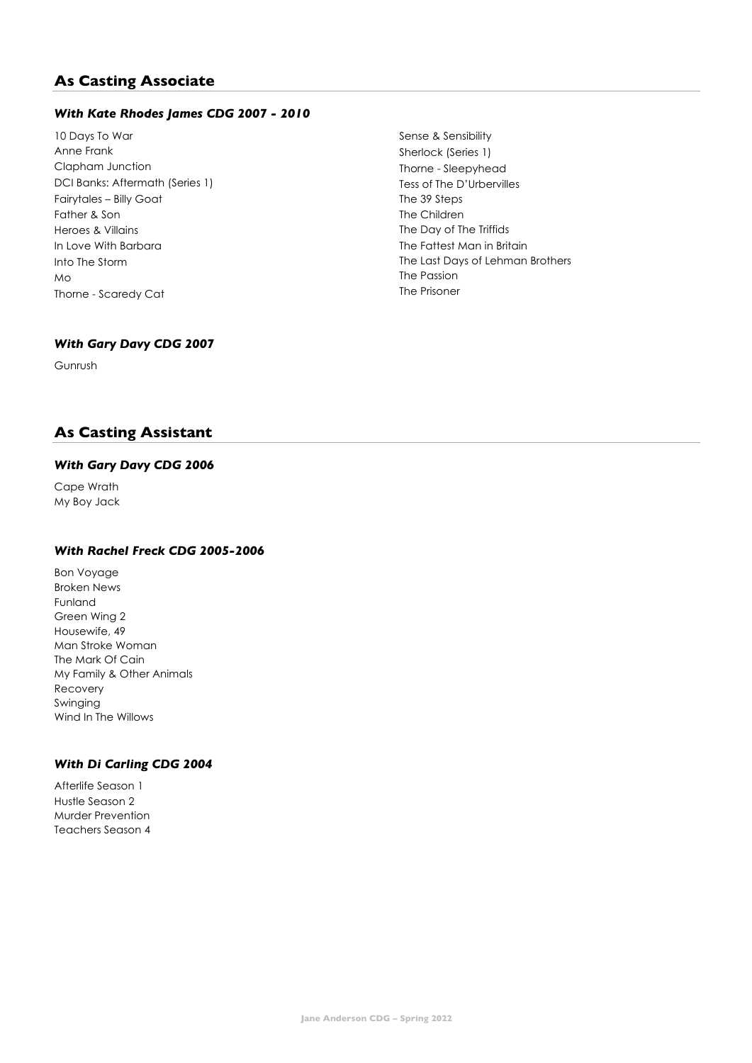## As Casting Associate

### *With Kate Rhodes James CDG 2007 - 2010*

10 Days To War
Anne Frank
Clapham Junction
DCI Banks: Aftermath (Series 1)
Fairytales – Billy Goat
Father & Son
Heroes & Villains
In Love With Barbara
Into The Storm
Mo
Thorne - Scaredy Cat
Sense & Sensibility
Sherlock (Series 1)
Thorne - Sleepyhead
Tess of The D'Urbervilles
The 39 Steps
The Children
The Day of The Triffids
The Fattest Man in Britain
The Last Days of Lehman Brothers
The Passion
The Prisoner

### *With Gary Davy CDG 2007*

Gunrush

## As Casting Assistant

### *With Gary Davy CDG 2006*

Cape Wrath
My Boy Jack

### *With Rachel Freck CDG 2005-2006*

Bon Voyage
Broken News
Funland
Green Wing 2
Housewife, 49
Man Stroke Woman
The Mark Of Cain
My Family & Other Animals
Recovery
Swinging
Wind In The Willows

### *With Di Carling CDG 2004*

Afterlife Season 1
Hustle Season 2
Murder Prevention
Teachers Season 4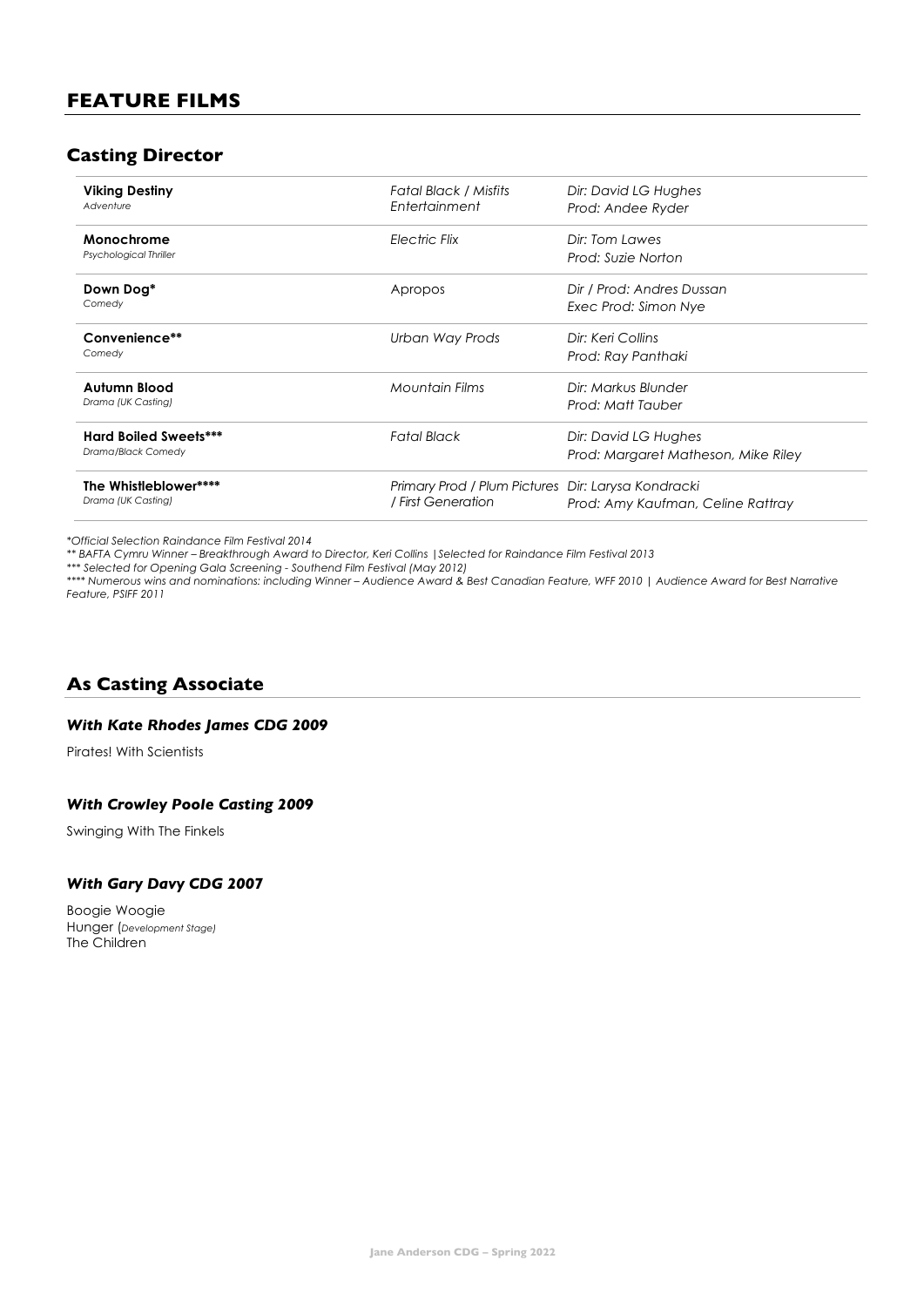# FEATURE FILMS

## Casting Director

| | | |
|---|---|---|
| **Viking Destiny**<br>*Adventure* | *Fatal Black / Misfits Entertainment* | *Dir: David LG Hughes*<br>*Prod: Andee Ryder* |
| **Monochrome**<br>*Psychological Thriller* | *Electric Flix* | *Dir: Tom Lawes*<br>*Prod: Suzie Norton* |
| **Down Dog***<br>*Comedy* | Apropos | *Dir / Prod: Andres Dussan*<br>*Exec Prod: Simon Nye* |
| **Convenience****<br>*Comedy* | *Urban Way Prods* | *Dir: Keri Collins*<br>*Prod: Ray Panthaki* |
| **Autumn Blood**<br>*Drama (UK Casting)* | *Mountain Films* | *Dir: Markus Blunder*<br>*Prod: Matt Tauber* |
| **Hard Boiled Sweets*****<br>*Drama/Black Comedy* | *Fatal Black* | *Dir: David LG Hughes*<br>*Prod: Margaret Matheson, Mike Riley* |
| **The Whistleblower******<br>*Drama (UK Casting)* | *Primary Prod / Plum Pictures / First Generation* | *Dir: Larysa Kondracki*<br>*Prod: Amy Kaufman, Celine Rattray* |

*\*Official Selection Raindance Film Festival 2014*
*\*\* BAFTA Cymru Winner – Breakthrough Award to Director, Keri Collins | Selected for Raindance Film Festival 2013*
*\*\*\* Selected for Opening Gala Screening - Southend Film Festival (May 2012)*
*\*\*\*\* Numerous wins and nominations: including Winner – Audience Award & Best Canadian Feature, WFF 2010 | Audience Award for Best Narrative Feature, PSIFF 2011*

## As Casting Associate

### *With Kate Rhodes James CDG 2009*

Pirates! With Scientists

### *With Crowley Poole Casting 2009*

Swinging With The Finkels

### *With Gary Davy CDG 2007*

Boogie Woogie
Hunger (*Development Stage*)
The Children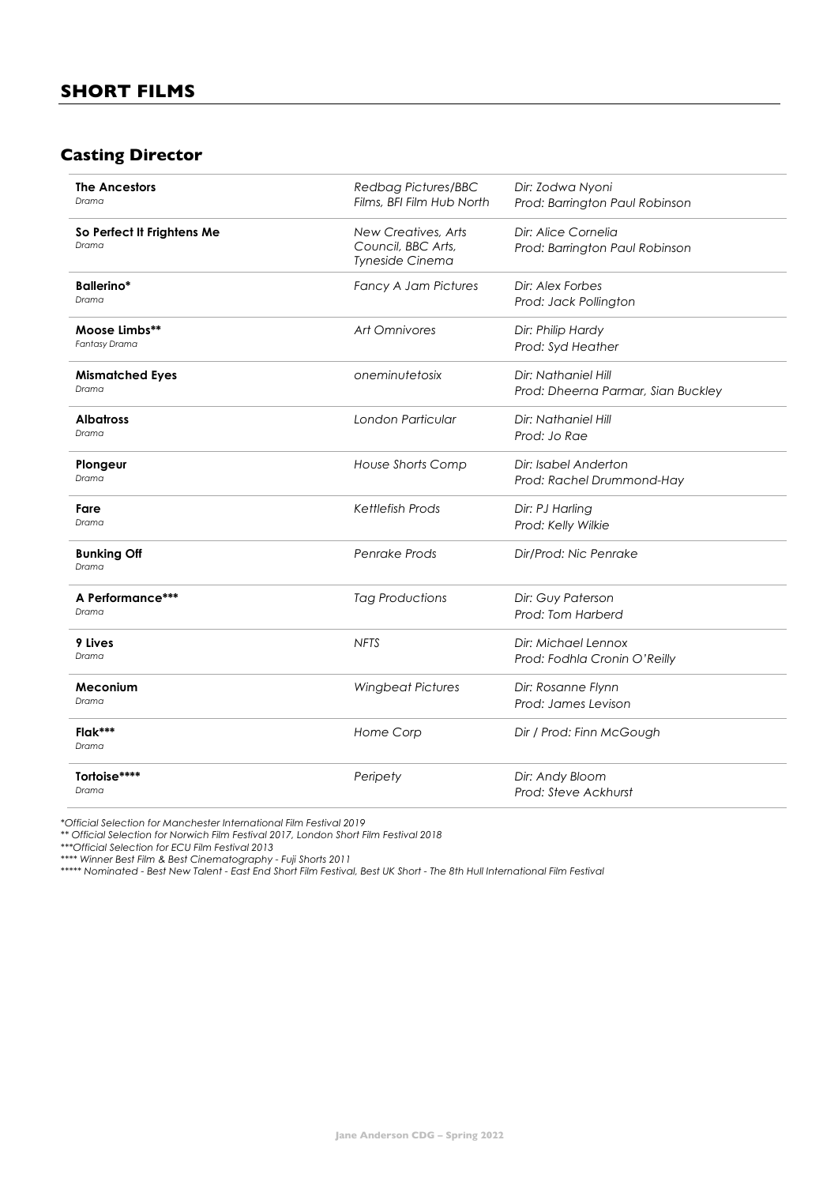## SHORT FILMS

### Casting Director

| Title | Company | Credits |
|---|---|---|
| **The Ancestors**<br>*Drama* | *Redbag Pictures/BBC Films, BFI Film Hub North* | *Dir: Zodwa Nyoni*<br>*Prod: Barrington Paul Robinson* |
| **So Perfect It Frightens Me**<br>*Drama* | *New Creatives, Arts Council, BBC Arts, Tyneside Cinema* | *Dir: Alice Cornelia*<br>*Prod: Barrington Paul Robinson* |
| **Ballerino***<br>*Drama* | *Fancy A Jam Pictures* | *Dir: Alex Forbes*<br>*Prod: Jack Pollington* |
| **Moose Limbs****<br>*Fantasy Drama* | *Art Omnivores* | *Dir: Philip Hardy*<br>*Prod: Syd Heather* |
| **Mismatched Eyes**<br>*Drama* | *oneminutetosix* | *Dir: Nathaniel Hill*<br>*Prod: Dheerna Parmar, Sian Buckley* |
| **Albatross**<br>*Drama* | *London Particular* | *Dir: Nathaniel Hill*<br>*Prod: Jo Rae* |
| **Plongeur**<br>*Drama* | *House Shorts Comp* | *Dir: Isabel Anderton*<br>*Prod: Rachel Drummond-Hay* |
| **Fare**<br>*Drama* | *Kettlefish Prods* | *Dir: PJ Harling*<br>*Prod: Kelly Wilkie* |
| **Bunking Off**<br>*Drama* | *Penrake Prods* | *Dir/Prod: Nic Penrake* |
| **A Performance*****<br>*Drama* | *Tag Productions* | *Dir: Guy Paterson*<br>*Prod: Tom Harberd* |
| **9 Lives**<br>*Drama* | *NFTS* | *Dir: Michael Lennox*<br>*Prod: Fodhla Cronin O'Reilly* |
| **Meconium**<br>*Drama* | *Wingbeat Pictures* | *Dir: Rosanne Flynn*<br>*Prod: James Levison* |
| **Flak*****<br>*Drama* | *Home Corp* | *Dir / Prod: Finn McGough* |
| **Tortoise******<br>*Drama* | *Peripety* | *Dir: Andy Bloom*<br>*Prod: Steve Ackhurst* |

*\*Official Selection for Manchester International Film Festival 2019*
*\*\* Official Selection for Norwich Film Festival 2017, London Short Film Festival 2018*
*\*\*\*Official Selection for ECU Film Festival 2013*
*\*\*\*\* Winner Best Film & Best Cinematography - Fuji Shorts 2011*
*\*\*\*\*\* Nominated - Best New Talent - East End Short Film Festival, Best UK Short - The 8th Hull International Film Festival*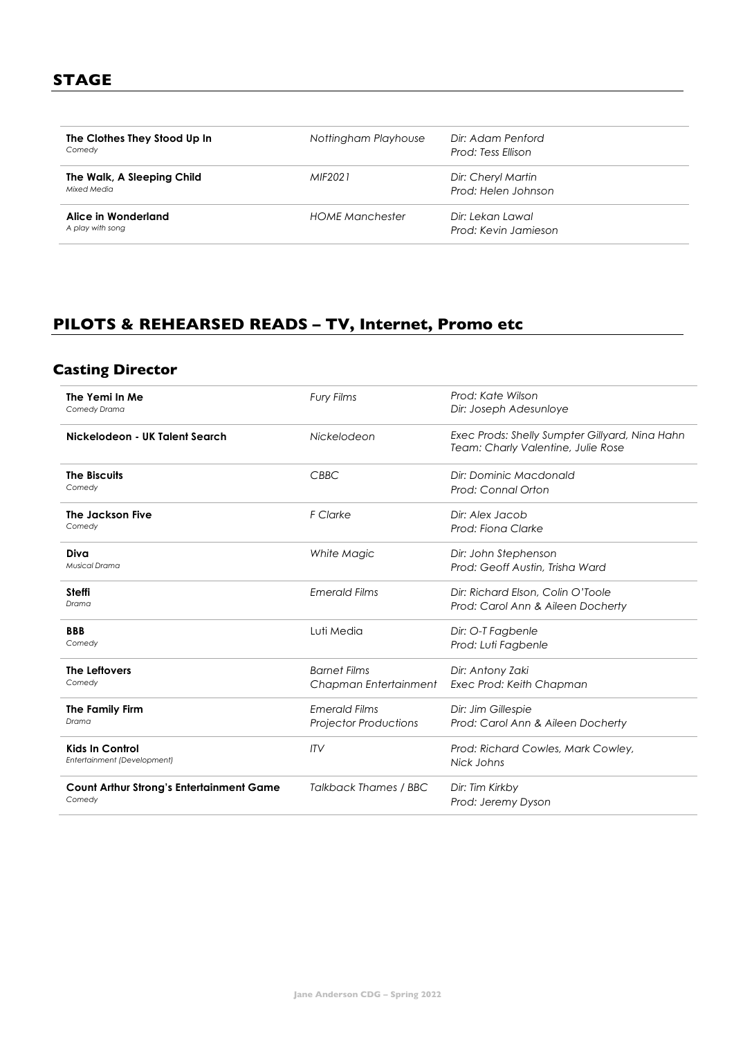## STAGE

| | | |
|---|---|---|
| **The Clothes They Stood Up In**<br>*Comedy* | *Nottingham Playhouse* | *Dir: Adam Penford*<br>*Prod: Tess Ellison* |
| **The Walk, A Sleeping Child**<br>*Mixed Media* | *MIF2021* | *Dir: Cheryl Martin*<br>*Prod: Helen Johnson* |
| **Alice in Wonderland**<br>*A play with song* | *HOME Manchester* | *Dir: Lekan Lawal*<br>*Prod: Kevin Jamieson* |

## PILOTS & REHEARSED READS – TV, Internet, Promo etc

### Casting Director

| | | |
|---|---|---|
| **The Yemi In Me**<br>*Comedy Drama* | *Fury Films* | *Prod: Kate Wilson*<br>*Dir: Joseph Adesunloye* |
| **Nickelodeon - UK Talent Search** | *Nickelodeon* | *Exec Prods: Shelly Sumpter Gillyard, Nina Hahn*<br>*Team: Charly Valentine, Julie Rose* |
| **The Biscuits**<br>*Comedy* | *CBBC* | *Dir: Dominic Macdonald*<br>*Prod: Connal Orton* |
| **The Jackson Five**<br>*Comedy* | *F Clarke* | *Dir: Alex Jacob*<br>*Prod: Fiona Clarke* |
| **Diva**<br>*Musical Drama* | *White Magic* | *Dir: John Stephenson*<br>*Prod: Geoff Austin, Trisha Ward* |
| **Steffi**<br>*Drama* | *Emerald Films* | *Dir: Richard Elson, Colin O'Toole*<br>*Prod: Carol Ann & Aileen Docherty* |
| **BBB**<br>*Comedy* | Luti Media | *Dir: O-T Fagbenle*<br>*Prod: Luti Fagbenle* |
| **The Leftovers**<br>*Comedy* | *Barnet Films*<br>*Chapman Entertainment* | *Dir: Antony Zaki*<br>*Exec Prod: Keith Chapman* |
| **The Family Firm**<br>*Drama* | *Emerald Films*<br>*Projector Productions* | *Dir: Jim Gillespie*<br>*Prod: Carol Ann & Aileen Docherty* |
| **Kids In Control**<br>*Entertainment (Development)* | *ITV* | *Prod: Richard Cowles, Mark Cowley,*<br>*Nick Johns* |
| **Count Arthur Strong's Entertainment Game**<br>*Comedy* | *Talkback Thames / BBC* | *Dir: Tim Kirkby*<br>*Prod: Jeremy Dyson* |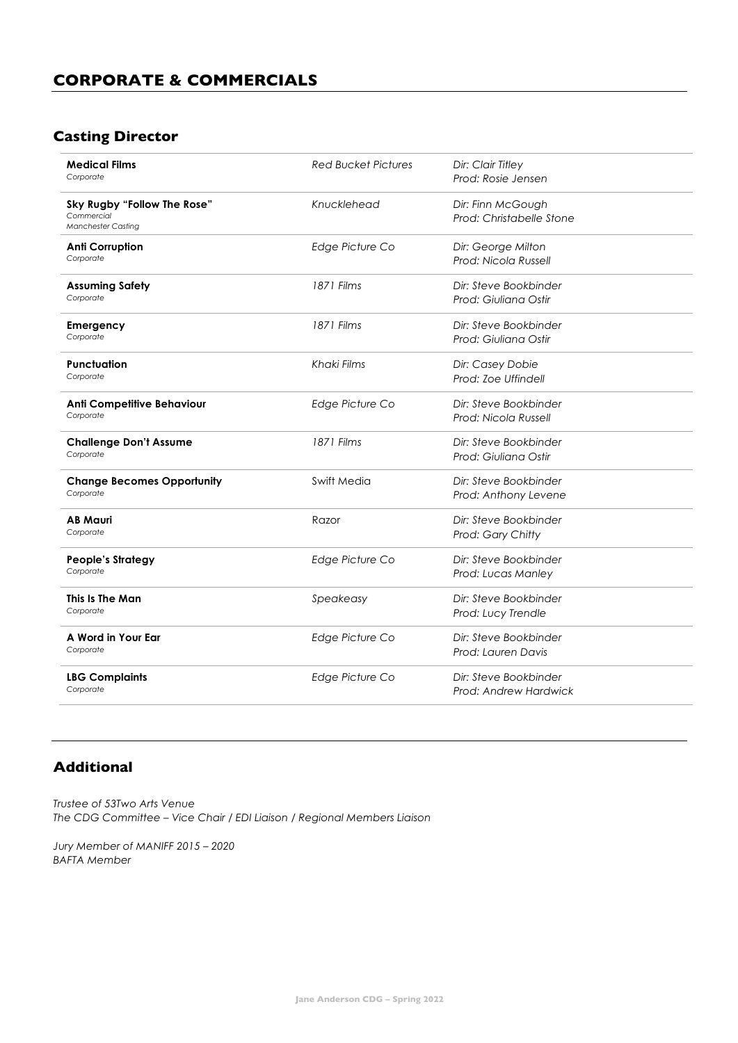## CORPORATE & COMMERCIALS

### Casting Director

| | | |
|---|---|---|
| **Medical Films**<br>*Corporate* | *Red Bucket Pictures* | *Dir: Clair Titley*<br>*Prod: Rosie Jensen* |
| **Sky Rugby "Follow The Rose"**<br>*Commercial*<br>*Manchester Casting* | *Knucklehead* | *Dir: Finn McGough*<br>*Prod: Christabelle Stone* |
| **Anti Corruption**<br>*Corporate* | *Edge Picture Co* | *Dir: George Milton*<br>*Prod: Nicola Russell* |
| **Assuming Safety**<br>*Corporate* | *1871 Films* | *Dir: Steve Bookbinder*<br>*Prod: Giuliana Ostir* |
| **Emergency**<br>*Corporate* | *1871 Films* | *Dir: Steve Bookbinder*<br>*Prod: Giuliana Ostir* |
| **Punctuation**<br>*Corporate* | *Khaki Films* | *Dir: Casey Dobie*<br>*Prod: Zoe Uffindell* |
| **Anti Competitive Behaviour**<br>*Corporate* | *Edge Picture Co* | *Dir: Steve Bookbinder*<br>*Prod: Nicola Russell* |
| **Challenge Don't Assume**<br>*Corporate* | *1871 Films* | *Dir: Steve Bookbinder*<br>*Prod: Giuliana Ostir* |
| **Change Becomes Opportunity**<br>*Corporate* | Swift Media | *Dir: Steve Bookbinder*<br>*Prod: Anthony Levene* |
| **AB Mauri**<br>*Corporate* | Razor | *Dir: Steve Bookbinder*<br>*Prod: Gary Chitty* |
| **People's Strategy**<br>*Corporate* | *Edge Picture Co* | *Dir: Steve Bookbinder*<br>*Prod: Lucas Manley* |
| **This Is The Man**<br>*Corporate* | *Speakeasy* | *Dir: Steve Bookbinder*<br>*Prod: Lucy Trendle* |
| **A Word in Your Ear**<br>*Corporate* | *Edge Picture Co* | *Dir: Steve Bookbinder*<br>*Prod: Lauren Davis* |
| **LBG Complaints**<br>*Corporate* | *Edge Picture Co* | *Dir: Steve Bookbinder*<br>*Prod: Andrew Hardwick* |

### Additional

*Trustee of 53Two Arts Venue*
*The CDG Committee – Vice Chair / EDI Liaison / Regional Members Liaison*

*Jury Member of MANIFF 2015 – 2020*
*BAFTA Member*